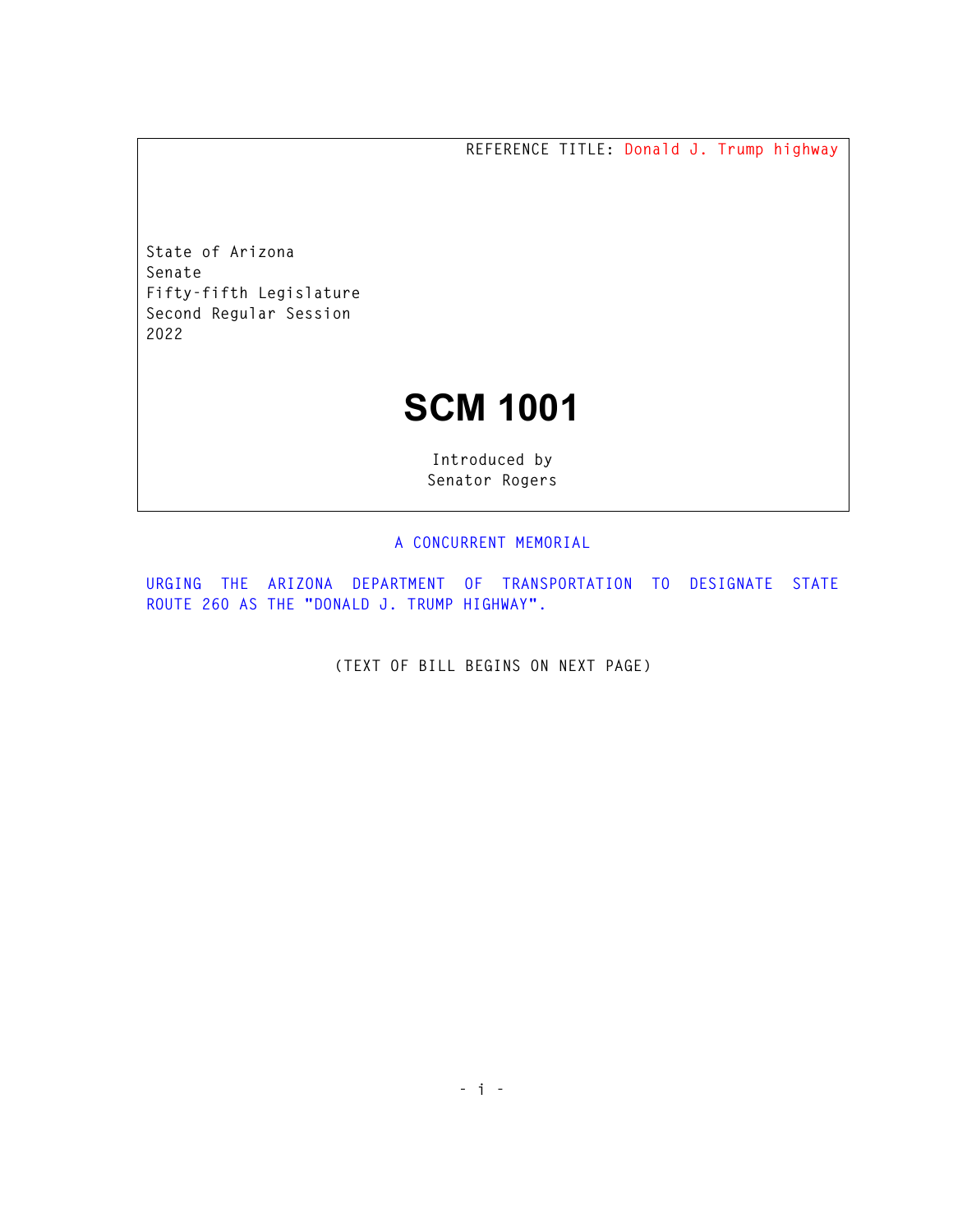REFERENCE TITLE: Donald J. Trump highway

State of Arizona
Senate
Fifty-fifth Legislature
Second Regular Session
2022

# SCM 1001

Introduced by
Senator Rogers

A CONCURRENT MEMORIAL

URGING THE ARIZONA DEPARTMENT OF TRANSPORTATION TO DESIGNATE STATE ROUTE 260 AS THE "DONALD J. TRUMP HIGHWAY".

(TEXT OF BILL BEGINS ON NEXT PAGE)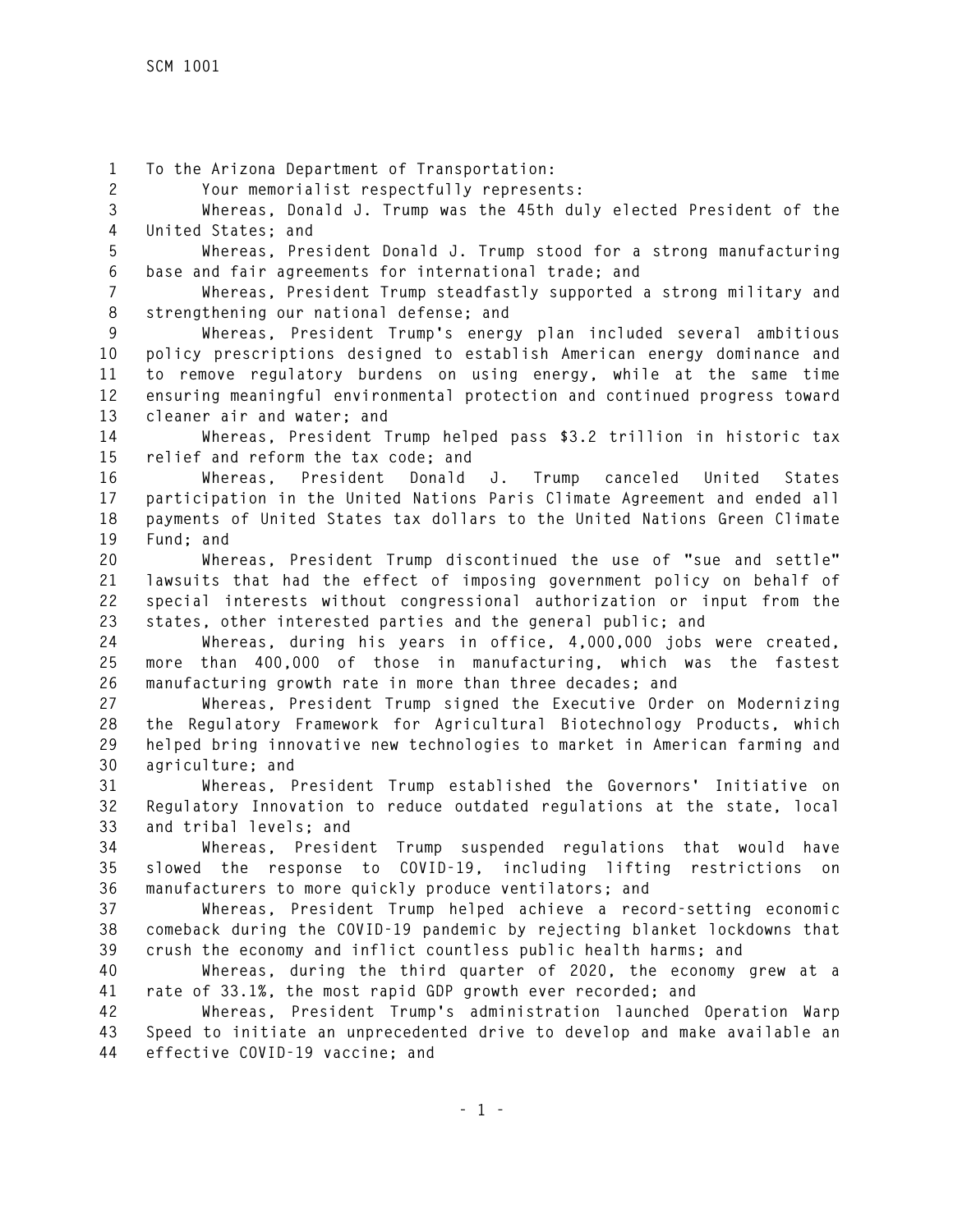To the Arizona Department of Transportation:

Your memorialist respectfully represents:

Whereas, Donald J. Trump was the 45th duly elected President of the United States; and

Whereas, President Donald J. Trump stood for a strong manufacturing base and fair agreements for international trade; and

Whereas, President Trump steadfastly supported a strong military and strengthening our national defense; and

Whereas, President Trump's energy plan included several ambitious policy prescriptions designed to establish American energy dominance and to remove regulatory burdens on using energy, while at the same time ensuring meaningful environmental protection and continued progress toward cleaner air and water; and

Whereas, President Trump helped pass $3.2 trillion in historic tax relief and reform the tax code; and

Whereas, President Donald J. Trump canceled United States participation in the United Nations Paris Climate Agreement and ended all payments of United States tax dollars to the United Nations Green Climate Fund; and

Whereas, President Trump discontinued the use of "sue and settle" lawsuits that had the effect of imposing government policy on behalf of special interests without congressional authorization or input from the states, other interested parties and the general public; and

Whereas, during his years in office, 4,000,000 jobs were created, more than 400,000 of those in manufacturing, which was the fastest manufacturing growth rate in more than three decades; and

Whereas, President Trump signed the Executive Order on Modernizing the Regulatory Framework for Agricultural Biotechnology Products, which helped bring innovative new technologies to market in American farming and agriculture; and

Whereas, President Trump established the Governors' Initiative on Regulatory Innovation to reduce outdated regulations at the state, local and tribal levels; and

Whereas, President Trump suspended regulations that would have slowed the response to COVID-19, including lifting restrictions on manufacturers to more quickly produce ventilators; and

Whereas, President Trump helped achieve a record-setting economic comeback during the COVID-19 pandemic by rejecting blanket lockdowns that crush the economy and inflict countless public health harms; and

Whereas, during the third quarter of 2020, the economy grew at a rate of 33.1%, the most rapid GDP growth ever recorded; and

Whereas, President Trump's administration launched Operation Warp Speed to initiate an unprecedented drive to develop and make available an effective COVID-19 vaccine; and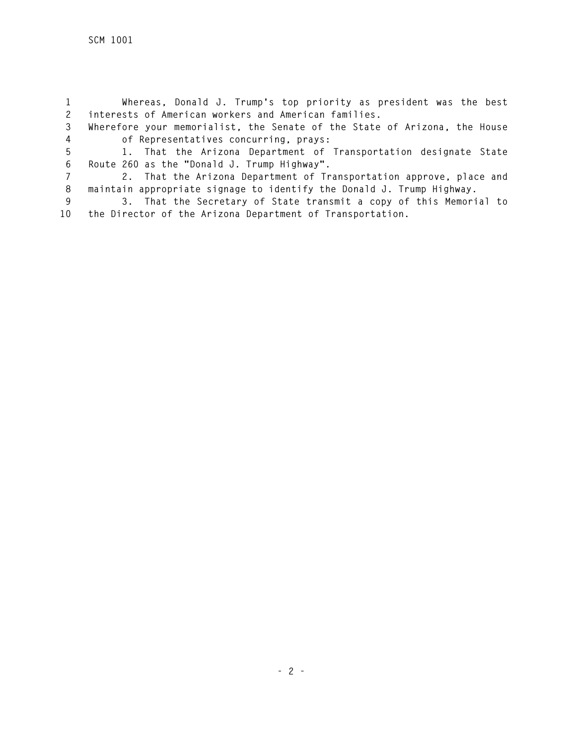Whereas, Donald J. Trump's top priority as president was the best interests of American workers and American families.

Wherefore your memorialist, the Senate of the State of Arizona, the House of Representatives concurring, prays:

1. That the Arizona Department of Transportation designate State Route 260 as the "Donald J. Trump Highway".

2. That the Arizona Department of Transportation approve, place and maintain appropriate signage to identify the Donald J. Trump Highway.

3. That the Secretary of State transmit a copy of this Memorial to the Director of the Arizona Department of Transportation.